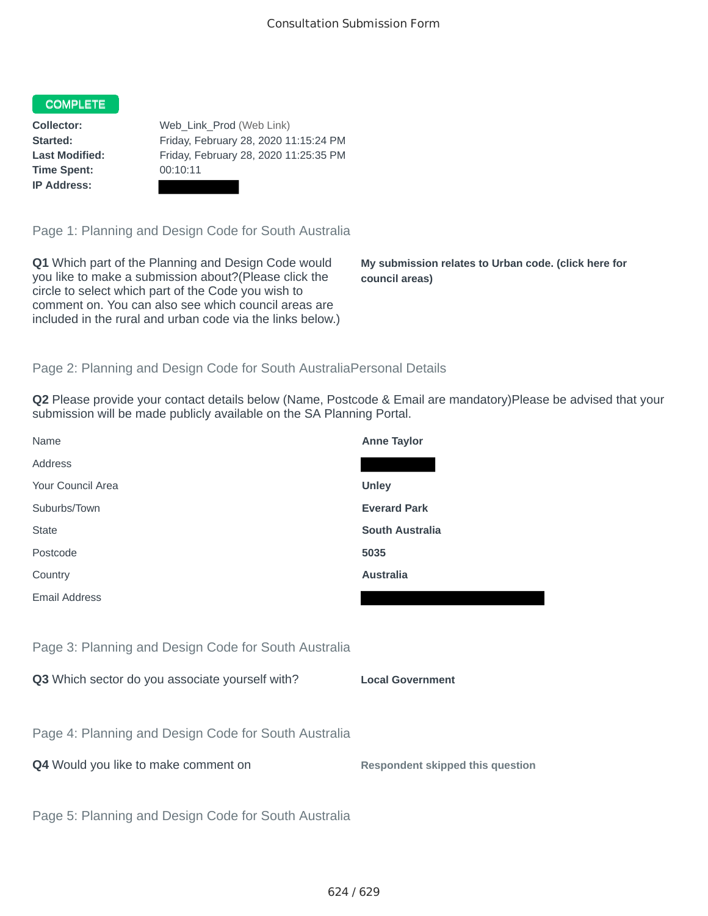Consultation Submission Form

**COMPLETE**

**Collector:** Web_Link_Prod (Web Link)
**Started:** Friday, February 28, 2020 11:15:24 PM
**Last Modified:** Friday, February 28, 2020 11:25:35 PM
**Time Spent:** 00:10:11
**IP Address:**

## Page 1: Planning and Design Code for South Australia

**Q1** Which part of the Planning and Design Code would you like to make a submission about?(Please click the circle to select which part of the Code you wish to comment on. You can also see which council areas are included in the rural and urban code via the links below.)

**My submission relates to Urban code. (click here for council areas)**

## Page 2: Planning and Design Code for South AustraliaPersonal Details

**Q2** Please provide your contact details below (Name, Postcode & Email are mandatory)Please be advised that your submission will be made publicly available on the SA Planning Portal.

| | |
|---|---|
| Name | **Anne Taylor** |
| Address | |
| Your Council Area | **Unley** |
| Suburbs/Town | **Everard Park** |
| State | **South Australia** |
| Postcode | **5035** |
| Country | **Australia** |
| Email Address | |

## Page 3: Planning and Design Code for South Australia

**Q3** Which sector do you associate yourself with? **Local Government**

## Page 4: Planning and Design Code for South Australia

**Q4** Would you like to make comment on **Respondent skipped this question**

## Page 5: Planning and Design Code for South Australia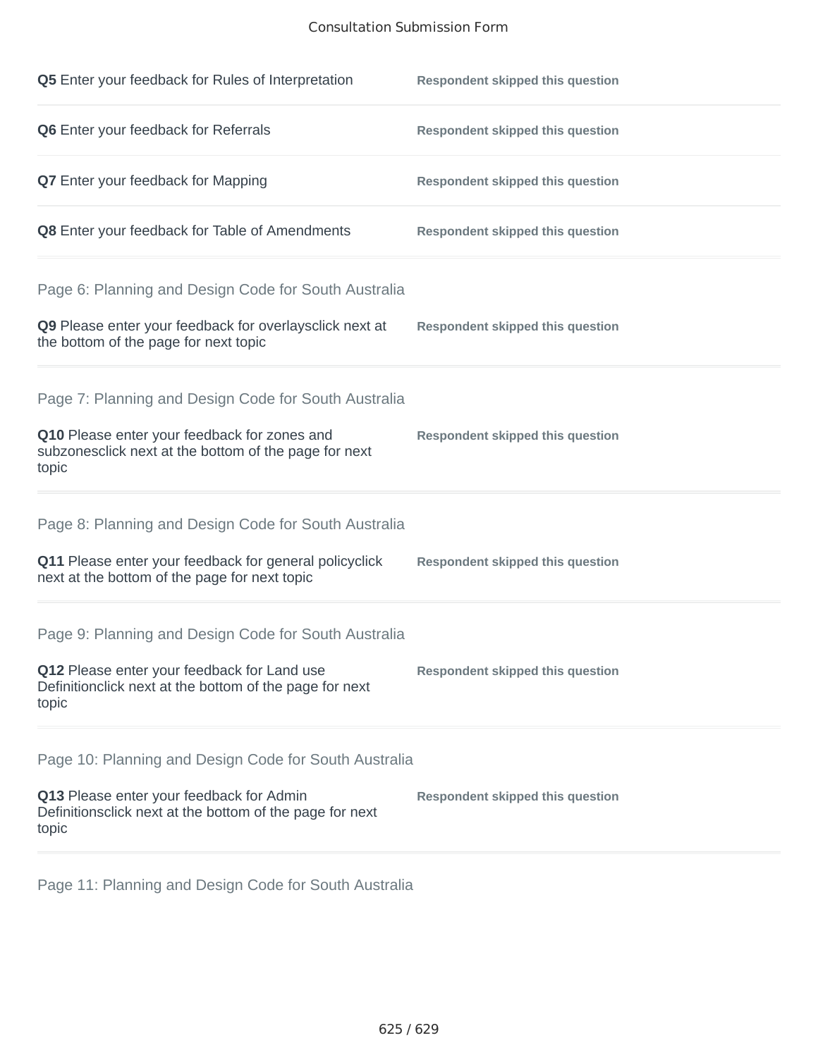**Q5** Enter your feedback for Rules of Interpretation — **Respondent skipped this question**

**Q6** Enter your feedback for Referrals — **Respondent skipped this question**

**Q7** Enter your feedback for Mapping — **Respondent skipped this question**

**Q8** Enter your feedback for Table of Amendments — **Respondent skipped this question**

## Page 6: Planning and Design Code for South Australia

**Q9** Please enter your feedback for overlaysclick next at the bottom of the page for next topic — **Respondent skipped this question**

## Page 7: Planning and Design Code for South Australia

**Q10** Please enter your feedback for zones and subzonesclick next at the bottom of the page for next topic — **Respondent skipped this question**

## Page 8: Planning and Design Code for South Australia

**Q11** Please enter your feedback for general policyclick next at the bottom of the page for next topic — **Respondent skipped this question**

## Page 9: Planning and Design Code for South Australia

**Q12** Please enter your feedback for Land use Definitionclick next at the bottom of the page for next topic — **Respondent skipped this question**

## Page 10: Planning and Design Code for South Australia

**Q13** Please enter your feedback for Admin Definitionsclick next at the bottom of the page for next topic — **Respondent skipped this question**

## Page 11: Planning and Design Code for South Australia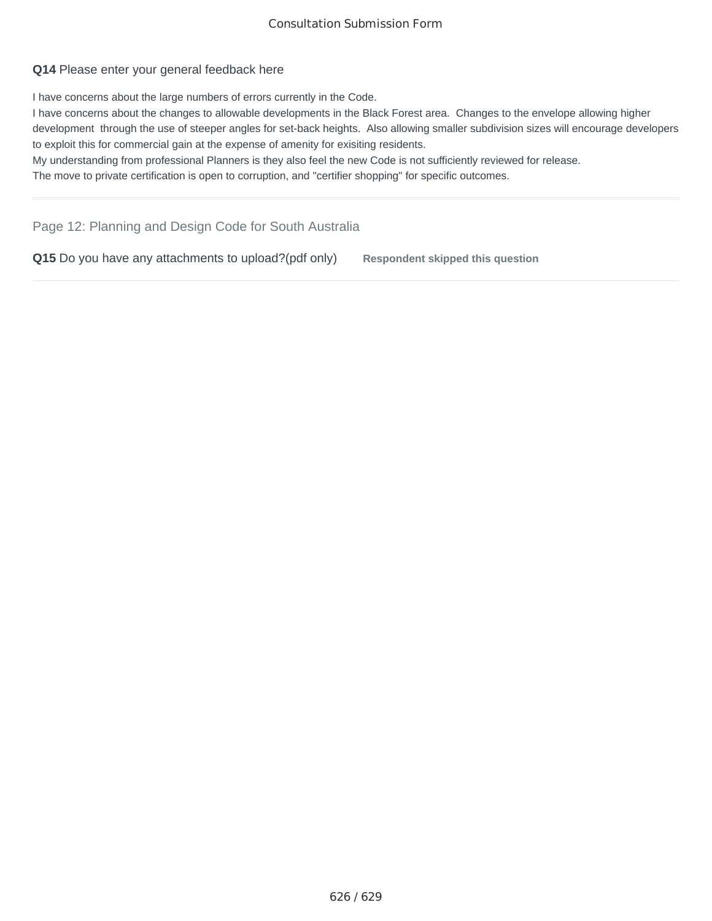**Q14** Please enter your general feedback here

I have concerns about the large numbers of errors currently in the Code.
I have concerns about the changes to allowable developments in the Black Forest area. Changes to the envelope allowing higher development through the use of steeper angles for set-back heights. Also allowing smaller subdivision sizes will encourage developers to exploit this for commercial gain at the expense of amenity for exisiting residents.
My understanding from professional Planners is they also feel the new Code is not sufficiently reviewed for release.
The move to private certification is open to corruption, and "certifier shopping" for specific outcomes.

## Page 12: Planning and Design Code for South Australia

**Q15** Do you have any attachments to upload?(pdf only) **Respondent skipped this question**